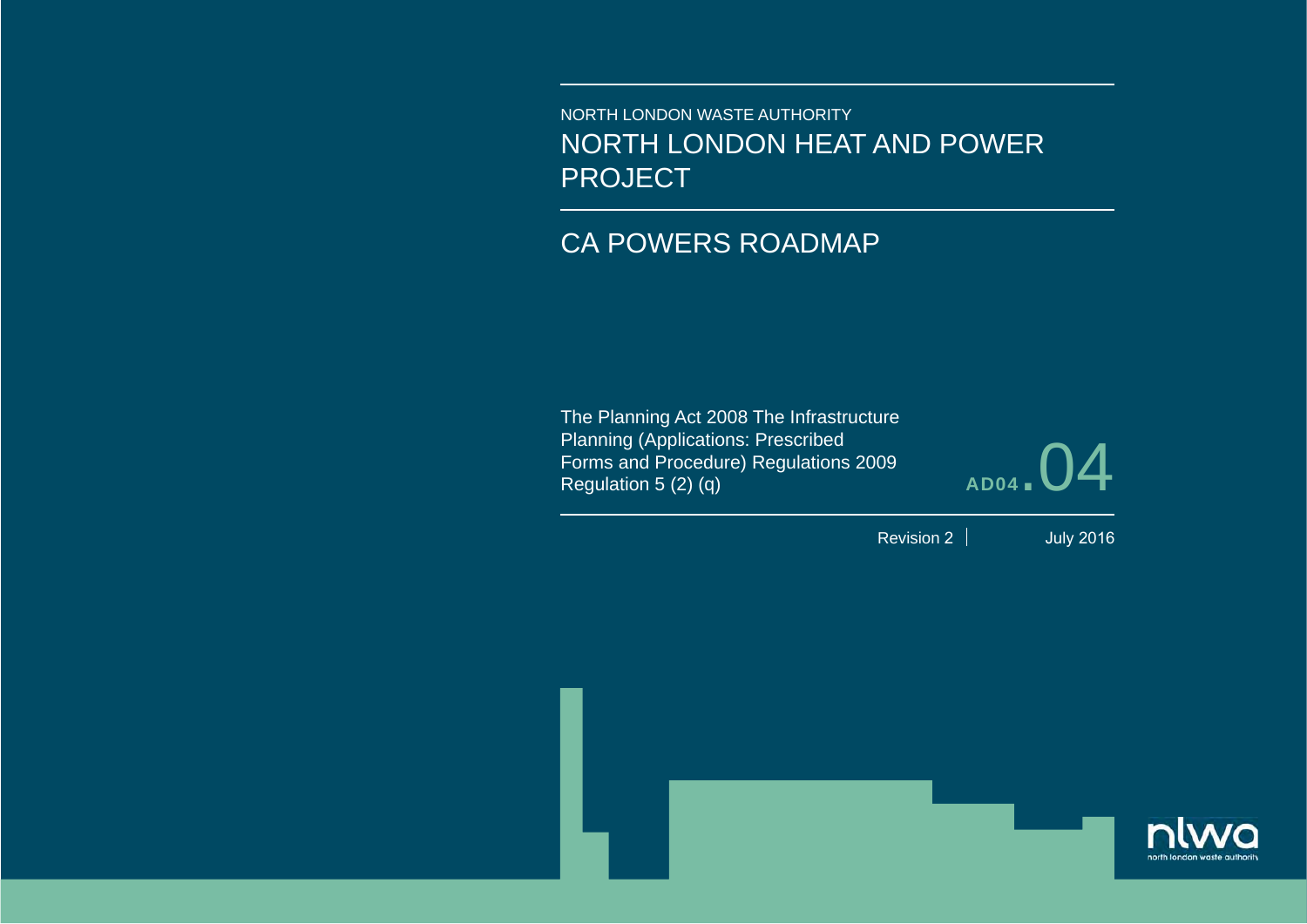NORTH LONDON WASTE AUTHORITY

# NORTH LONDON HEAT AND POWER PROJECT

## CA POWERS ROADMAP

The Planning Act 2008 The Infrastructure Planning (Applications: Prescribed Forms and Procedure) Regulations 2009 Regulation 5 (2) (q)

**AD04.**04

Revision 2 | July 2016

nlwa
north london waste authority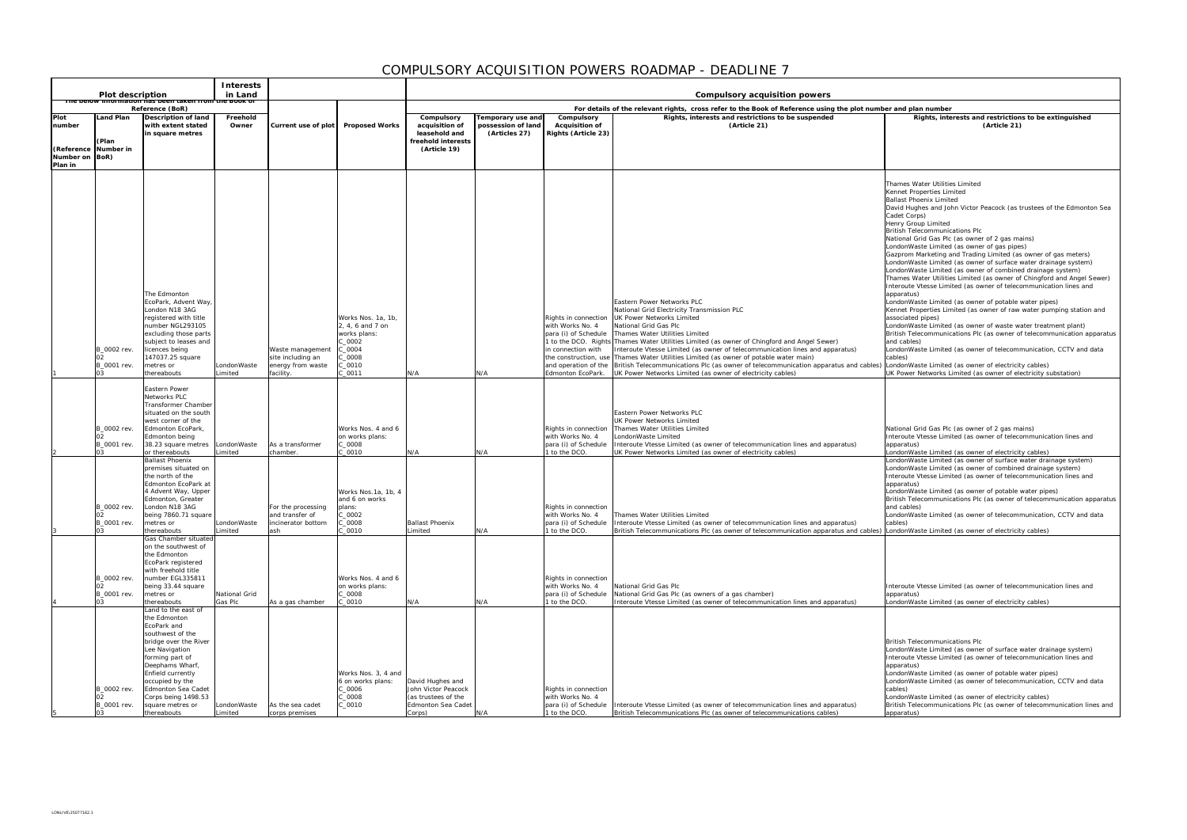# COMPULSORY ACQUISITION POWERS ROADMAP - DEADLINE 7

| Plot description | | | Interests in Land | | | Compulsory acquisition powers | | | | |
|---|---|---|---|---|---|---|---|---|---|---|
| The below information has been taken from the Book of Reference (BoR) | | | | | | For details of the relevant rights, cross refer to the Book of Reference using the plot number and plan number | | | | |
| Plot number (Reference Number on Plan in | Land Plan (Plan Number in BoR) | Description of land with extent stated in square metres | Freehold Owner | Current use of plot | Proposed Works | Compulsory acquisition of leasehold and freehold interests (Article 19) | Temporary use and possession of land (Articles 27) | Compulsory Acquisition of Rights (Article 23) | Rights, interests and restrictions to be suspended (Article 21) | Rights, interests and restrictions to be extinguished (Article 21) |
| 1 | B_0002 rev. 02<br>B_0001 rev. 03 | The Edmonton EcoPark, Advent Way, London N18 3AG registered with title number NGL293105 excluding those parts subject to leases and licences being 147037.25 square metres or thereabouts | LondonWaste Limited | Waste management site including an energy from waste facility. | Works Nos. 1a, 1b, 2, 4, 6 and 7 on works plans:<br>C_0002<br>C_0004<br>C_0008<br>C_0010<br>C_0011 | N/A | N/A | Rights in connection with Works No. 4 para (i) of Schedule 1 to the DCO. Rights in connection with the construction, use and operation of the Edmonton EcoPark. | Eastern Power Networks PLC<br>National Grid Electricity Transmission PLC<br>UK Power Networks Limited<br>National Grid Gas Plc<br>Thames Water Utilities Limited<br>Thames Water Utilities Limited (as owner of Chingford and Angel Sewer)<br>Interoute Vtesse Limited (as owner of telecommunication lines and apparatus)<br>Thames Water Utilities Limited (as owner of potable water main)<br>British Telecommunications Plc (as owner of telecommunication apparatus and cables)<br>UK Power Networks Limited (as owner of electricity cables) | Thames Water Utilities Limited<br>Kennet Properties Limited<br>Ballast Phoenix Limited<br>David Hughes and John Victor Peacock (as trustees of the Edmonton Sea Cadet Corps)<br>Henry Group Limited<br>British Telecommunications Plc<br>National Grid Gas Plc (as owner of 2 gas mains)<br>LondonWaste Limited (as owner of gas pipes)<br>Gazprom Marketing and Trading Limited (as owner of gas meters)<br>LondonWaste Limited (as owner of surface water drainage system)<br>LondonWaste Limited (as owner of combined drainage system)<br>Thames Water Utilities Limited (as owner of Chingford and Angel Sewer)<br>Interoute Vtesse Limited (as owner of telecommunication lines and apparatus)<br>LondonWaste Limited (as owner of potable water pipes)<br>Kennet Properties Limited (as owner of raw water pumping station and associated pipes)<br>LondonWaste Limited (as owner of waste water treatment plant)<br>British Telecommunications Plc (as owner of telecommunication apparatus and cables)<br>LondonWaste Limited (as owner of telecommunication, CCTV and data cables)<br>LondonWaste Limited (as owner of electricity cables)<br>UK Power Networks Limited (as owner of electricity substation) |
| 2 | B_0002 rev. 02<br>B_0001 rev. 03 | Eastern Power Networks PLC Transformer Chamber situated on the south west corner of the Edmonton EcoPark, Edmonton being 38.23 square metres or thereabouts | LondonWaste Limited | As a transformer chamber. | Works Nos. 4 and 6 on works plans:<br>C_0008<br>C_0010 | N/A | N/A | Rights in connection with Works No. 4 para (i) of Schedule 1 to the DCO. | Eastern Power Networks PLC<br>UK Power Networks Limited<br>Thames Water Utilities Limited<br>LondonWaste Limited<br>Interoute Vtesse Limited (as owner of telecommunication lines and apparatus)<br>UK Power Networks Limited (as owner of electricity cables) | National Grid Gas Plc (as owner of 2 gas mains)<br>Interoute Vtesse Limited (as owner of telecommunication lines and apparatus)<br>LondonWaste Limited (as owner of electricity cables) |
| 3 | B_0002 rev. 02<br>B_0001 rev. 03 | Ballast Phoenix premises situated on the north of the Edmonton EcoPark at 4 Advent Way, Upper Edmonton, Greater London N18 3AG being 7860.71 square metres or thereabouts | LondonWaste Limited | For the processing and transfer of incinerator bottom ash | Works Nos.1a, 1b, 4 and 6 on works plans:<br>C_0002<br>C_0008<br>C_0010 | Ballast Phoenix Limited | N/A | Rights in connection with Works No. 4 para (i) of Schedule 1 to the DCO. | Thames Water Utilities Limited<br>Interoute Vtesse Limited (as owner of telecommunication lines and apparatus)<br>British Telecommunications Plc (as owner of telecommunication apparatus and cables) | LondonWaste Limited (as owner of surface water drainage system)<br>LondonWaste Limited (as owner of combined drainage system)<br>Interoute Vtesse Limited (as owner of telecommunication lines and apparatus)<br>LondonWaste Limited (as owner of potable water pipes)<br>British Telecommunications Plc (as owner of telecommunication apparatus and cables)<br>LondonWaste Limited (as owner of telecommunication, CCTV and data cables)<br>LondonWaste Limited (as owner of electricity cables) |
| 4 | B_0002 rev. 02<br>B_0001 rev. 03 | Gas Chamber situated on the southwest of the Edmonton EcoPark registered with freehold title number EGL335811 being 33.44 square metres or thereabouts | National Grid Gas Plc | As a gas chamber | Works Nos. 4 and 6 on works plans:<br>C_0008<br>C_0010 | N/A | N/A | Rights in connection with Works No. 4 para (i) of Schedule 1 to the DCO. | National Grid Gas Plc<br>National Grid Gas Plc (as owners of a gas chamber)<br>Interoute Vtesse Limited (as owner of telecommunication lines and apparatus) | Interoute Vtesse Limited (as owner of telecommunication lines and apparatus)<br>LondonWaste Limited (as owner of electricity cables) |
| 5 | B_0002 rev. 02<br>B_0001 rev. 03 | Land to the east of the Edmonton EcoPark and southwest of the bridge over the River Lee Navigation forming part of Deephams Wharf, Enfield currently occupied by the Edmonton Sea Cadet Corps being 1498.53 square metres or thereabouts | LondonWaste Limited | As the sea cadet corps premises | Works Nos. 3, 4 and 6 on works plans:<br>C_0006<br>C_0008<br>C_0010 | David Hughes and John Victor Peacock (as trustees of the Edmonton Sea Cadet Corps) | N/A | Rights in connection with Works No. 4 para (i) of Schedule 1 to the DCO. | Interoute Vtesse Limited (as owner of telecommunication lines and apparatus)<br>British Telecommunications Plc (as owner of telecommunications cables) | British Telecommunications Plc<br>LondonWaste Limited (as owner of surface water drainage system)<br>Interoute Vtesse Limited (as owner of telecommunication lines and apparatus)<br>LondonWaste Limited (as owner of potable water pipes)<br>LondonWaste Limited (as owner of telecommunication, CCTV and data cables)<br>LondonWaste Limited (as owner of electricity cables)<br>British Telecommunications Plc (as owner of telecommunication lines and apparatus) |

LONLIVE\25077162.1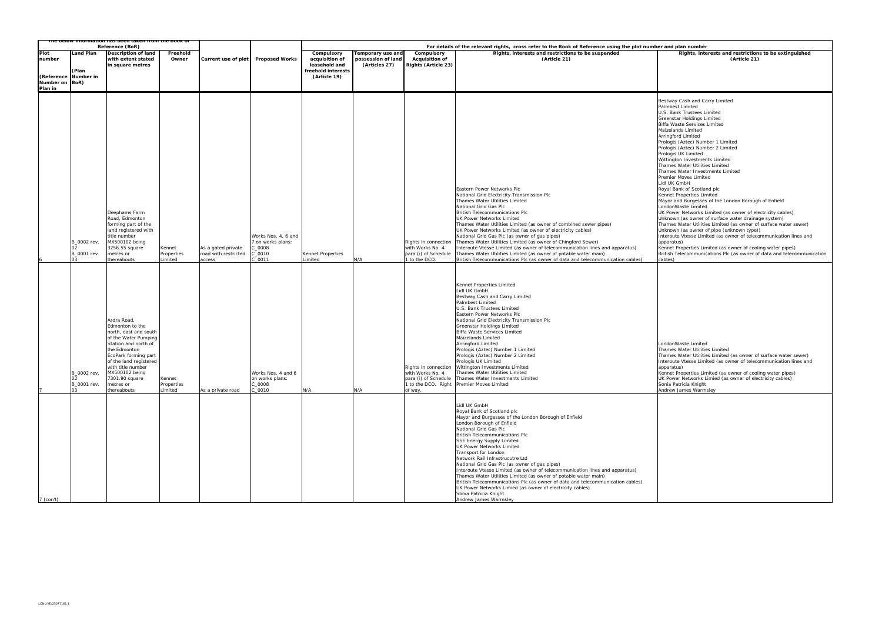| The below information has been taken from the Book of Reference (BoR) | | | | | | For details of the relevant rights, cross refer to the Book of Reference using the plot number and plan number | | | | |
|---|---|---|---|---|---|---|---|---|---|---|
| Plot number<br><br>(Reference Number on Plan in | Land Plan<br><br>(Plan Number in BoR) | Description of land with extent stated in square metres | Freehold Owner | Current use of plot | Proposed Works | Compulsory acquisition of leasehold and freehold interests (Article 19) | Temporary use and possession of land (Articles 27) | Compulsory Acquisition of Rights (Article 23) | Rights, interests and restrictions to be suspended (Article 21) | Rights, interests and restrictions to be extinguished (Article 21) |
| 6 | B_0002 rev. 02<br>B_0001 rev. 03 | Deephams Farm Road, Edmonton forming part of the land registered with title number MX500102 being 3256.55 square metres or thereabouts | Kennet Properties Limited | As a gated private road with restricted access | Works Nos. 4, 6 and 7 on works plans: C_0008<br>C_0010<br>C_0011 | Kennet Properties Limited | N/A | Rights in connection with Works No. 4 para (i) of Schedule 1 to the DCO. | Eastern Power Networks Plc<br>National Grid Electricity Transmission Plc<br>Thames Water Utilities Limited<br>National Grid Gas Plc<br>British Telecommunications Plc<br>UK Power Networks Limited<br>Thames Water Utilities Limited (as owner of combined sewer pipes)<br>UK Power Networks Limited (as owner of electricity cables)<br>National Grid Gas Plc (as owner of gas pipes)<br>Thames Water Utilities Limited (as owner of Chingford Sewer)<br>Interoute Vtesse Limited (as owner of telecommunication lines and apparatus)<br>Thames Water Utilities Limited (as owner of potable water main)<br>British Telecommunications Plc (as owner of data and telecommunication cables) | Bestway Cash and Carry Limited<br>Palmbest Limited<br>U.S. Bank Trustees Limited<br>Greenstar Holdings Limited<br>Biffa Waste Services Limited<br>Maizelands Limited<br>Arringford Limited<br>Prologis (Aztec) Number 1 Limited<br>Prologis (Aztec) Number 2 Limited<br>Prologis UK Limited<br>Wittington Investments Limited<br>Thames Water Utilities Limited<br>Thames Water Investments Limited<br>Premier Moves Limited<br>Lidl UK GmbH<br>Royal Bank of Scotland plc<br>Kennet Properties Limited<br>Mayor and Burgesses of the London Borough of Enfield<br>LondonWaste Limited<br>UK Power Networks Limited (as owner of electricity cables)<br>Unknown (as owner of surface water drainage system)<br>Thames Water Utilities Limited (as owner of surface water sewer)<br>Unknown (as owner of pipe (unknown type))<br>Interoute Vtesse Limited (as owner of telecommunication lines and apparatus)<br>Kennet Properties Limited (as owner of cooling water pipes)<br>British Telecommunications Plc (as owner of data and telecommunication cables) |
| 7 | B_0002 rev. 02<br>B_0001 rev. 03 | Ardra Road, Edmonton to the north, east and south of the Water Pumping Station and north of the Edmonton EcoPark forming part of the land registered with title number MX500102 being 7301.90 square metres or thereabouts | Kennet Properties Limited | As a private road | Works Nos. 4 and 6 on works plans: C_0008<br>C_0010 | N/A | N/A | Rights in connection with Works No. 4 para (i) of Schedule 1 to the DCO. Right of way. | Kennet Properties Limited<br>Lidl UK GmbH<br>Bestway Cash and Carry Limited<br>Palmbest Limited<br>U.S. Bank Trustees Limited<br>Eastern Power Networks Plc<br>National Grid Electricity Transmission Plc<br>Greenstar Holdings Limited<br>Biffa Waste Services Limited<br>Maizelands Limited<br>Arringford Limited<br>Prologis (Aztec) Number 1 Limited<br>Prologis (Aztec) Number 2 Limited<br>Prologis UK Limited<br>Wittington Investments Limited<br>Thames Water Utilities Limited<br>Thames Water Investments Limited<br>Premier Moves Limited | LondonWaste Limited<br>Thames Water Utilities Limited<br>Thames Water Utilities Limited (as owner of surface water sewer)<br>Interoute Vtesse Limited (as owner of telecommunication lines and apparatus)<br>Kennet Properties Limited (as owner of cooling water pipes)<br>UK Power Networks Limied (as owner of electricity cables)<br>Sonia Patricia Knight<br>Andrew James Warmsley |
| 7 (con't) | | | | | | | | | Lidl UK GmbH<br>Royal Bank of Scotland plc<br>Mayor and Burgesses of the London Borough of Enfield<br>London Borough of Enfield<br>National Grid Gas Plc<br>British Telecommunications Plc<br>SSE Energy Supply Limited<br>UK Power Networks Limited<br>Transport for London<br>Network Rail Infrastrucutre Ltd<br>National Grid Gas Plc (as owner of gas pipes)<br>Interoute Vtesse Limited (as owner of telecommunication lines and apparatus)<br>Thames Water Utilities Limited (as owner of potable water main)<br>British Telecommunications Plc (as owner of data and telecommunication cables)<br>UK Power Networks Limied (as owner of electricity cables)<br>Sonia Patricia Knight<br>Andrew James Warmsley | |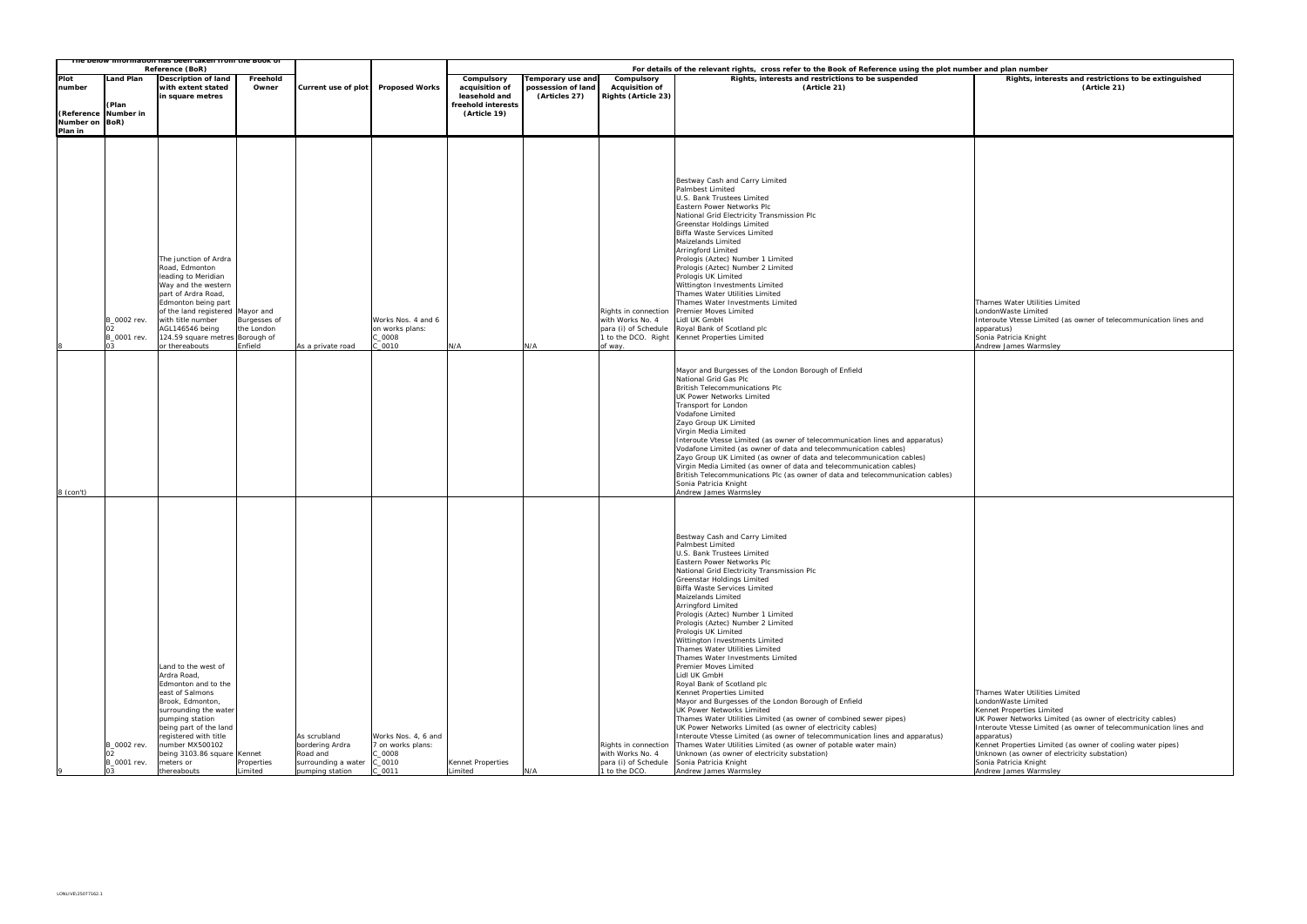| The below information has been taken from the Book of Reference (BoR) | | | | | | For details of the relevant rights, cross refer to the Book of Reference using the plot number and plan number | | | | |
|---|---|---|---|---|---|---|---|---|---|---|
| Plot number (Reference Number on Plan in | Land Plan (Plan Number in BoR) | Description of land with extent stated in square metres | Freehold Owner | Current use of plot | Proposed Works | Compulsory acquisition of leasehold and freehold interests (Article 19) | Temporary use and possession of land (Articles 27) | Compulsory Acquisition of Rights (Article 23) | Rights, interests and restrictions to be suspended (Article 21) | Rights, interests and restrictions to be extinguished (Article 21) |
| 8 | B_0002 rev. 02<br>B_0001 rev. 03 | The junction of Ardra Road, Edmonton leading to Meridian Way and the western part of Ardra Road, Edmonton being part of the land registered with title number AGL146546 being 124.59 square metres or thereabouts | Mayor and Burgesses of the London Borough of Enfield | As a private road | Works Nos. 4 and 6 on works plans: C_0008 C_0010 | N/A | N/A | Rights in connection with Works No. 4 para (i) of Schedule 1 to the DCO. Right of way. | Bestway Cash and Carry Limited<br>Palmbest Limited<br>U.S. Bank Trustees Limited<br>Eastern Power Networks Plc<br>National Grid Electricity Transmission Plc<br>Greenstar Holdings Limited<br>Biffa Waste Services Limited<br>Maizelands Limited<br>Arringford Limited<br>Prologis (Aztec) Number 1 Limited<br>Prologis (Aztec) Number 2 Limited<br>Prologis UK Limited<br>Wittington Investments Limited<br>Thames Water Utilities Limited<br>Thames Water Investments Limited<br>Premier Moves Limited<br>Lidl UK GmbH<br>Royal Bank of Scotland plc<br>Kennet Properties Limited | Thames Water Utilities Limited<br>LondonWaste Limited<br>Interoute Vtesse Limited (as owner of telecommunication lines and apparatus)<br>Sonia Patricia Knight<br>Andrew James Warmsley |
| 8 (con't) | | | | | | | | | Mayor and Burgesses of the London Borough of Enfield<br>National Grid Gas Plc<br>British Telecommunications Plc<br>UK Power Networks Limited<br>Transport for London<br>Vodafone Limited<br>Zayo Group UK Limited<br>Virgin Media Limited<br>Interoute Vtesse Limited (as owner of telecommunication lines and apparatus)<br>Vodafone Limited (as owner of data and telecommunication cables)<br>Zayo Group UK Limited (as owner of data and telecommunication cables)<br>Virgin Media Limited (as owner of data and telecommunication cables)<br>British Telecommunications Plc (as owner of data and telecommunication cables)<br>Sonia Patricia Knight<br>Andrew James Warmsley | |
| 9 | B_0002 rev. 02<br>B_0001 rev. 03 | Land to the west of Ardra Road, Edmonton and to the east of Salmons Brook, Edmonton, surrounding the water pumping station being part of the land registered with title number MX500102 being 3103.86 square meters or thereabouts | Kennet Properties Limited | As scrubland bordering Ardra Road and surrounding a water pumping station | Works Nos. 4, 6 and 7 on works plans: C_0008 C_0010 C_0011 | Kennet Properties Limited | N/A | Rights in connection with Works No. 4 para (i) of Schedule 1 to the DCO. | Bestway Cash and Carry Limited<br>Palmbest Limited<br>U.S. Bank Trustees Limited<br>Eastern Power Networks Plc<br>National Grid Electricity Transmission Plc<br>Greenstar Holdings Limited<br>Biffa Waste Services Limited<br>Maizelands Limited<br>Arringford Limited<br>Prologis (Aztec) Number 1 Limited<br>Prologis (Aztec) Number 2 Limited<br>Prologis UK Limited<br>Wittington Investments Limited<br>Thames Water Utilities Limited<br>Thames Water Investments Limited<br>Premier Moves Limited<br>Lidl UK GmbH<br>Royal Bank of Scotland plc<br>Kennet Properties Limited<br>Mayor and Burgesses of the London Borough of Enfield<br>UK Power Networks Limited<br>Thames Water Utilities Limited (as owner of combined sewer pipes)<br>UK Power Networks Limited (as owner of electricity cables)<br>Interoute Vtesse Limited (as owner of telecommunication lines and apparatus)<br>Thames Water Utilities Limited (as owner of potable water main)<br>Unknown (as owner of electricity substation)<br>Sonia Patricia Knight<br>Andrew James Warmsley | Thames Water Utilities Limited<br>LondonWaste Limited<br>Kennet Properties Limited<br>UK Power Networks Limited (as owner of electricity cables)<br>Interoute Vtesse Limited (as owner of telecommunication lines and apparatus)<br>Kennet Properties Limited (as owner of cooling water pipes)<br>Unknown (as owner of electricity substation)<br>Sonia Patricia Knight<br>Andrew James Warmsley |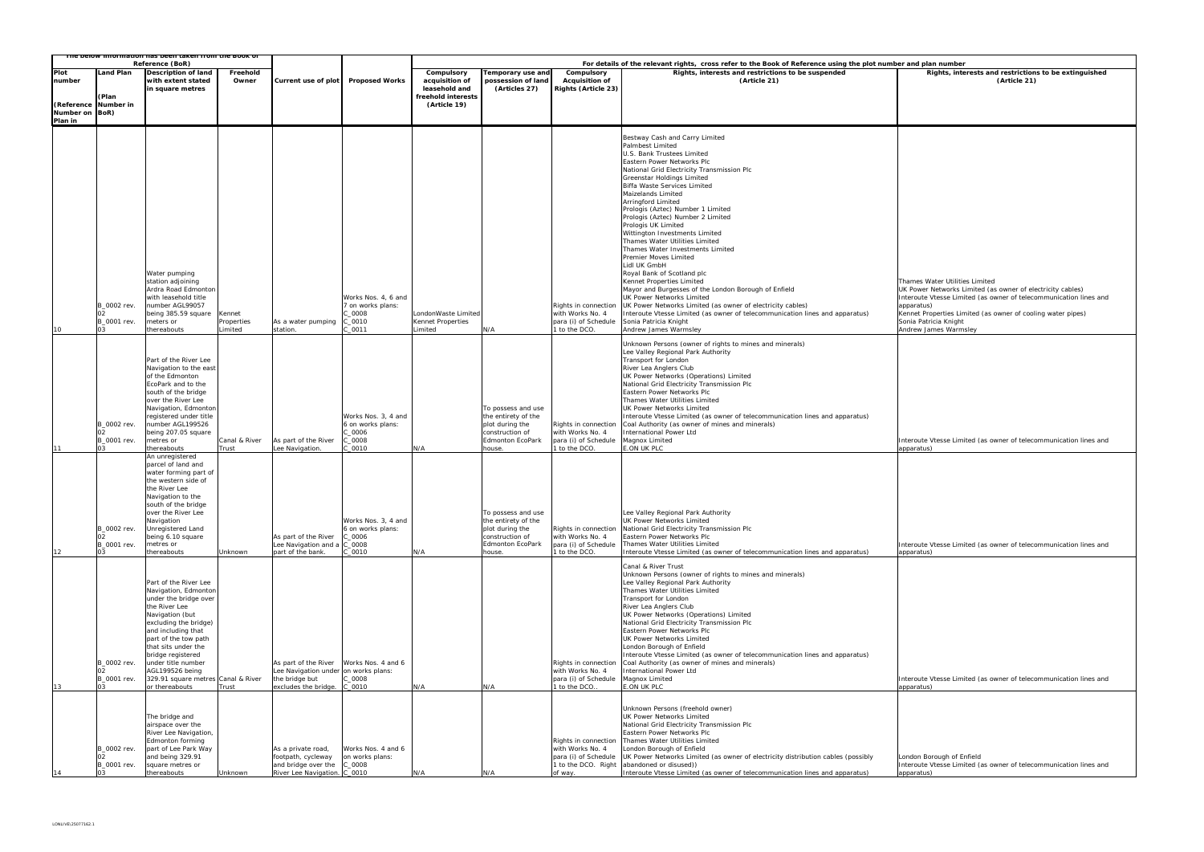| The below information has been taken from the Book of Reference (BoR) | | | | | | For details of the relevant rights, cross refer to the Book of Reference using the plot number and plan number | | | | |
|---|---|---|---|---|---|---|---|---|---|---|
| Plot number (Reference Number on Plan in | Land Plan (Plan Number in BoR) | Description of land with extent stated in square metres | Freehold Owner | Current use of plot | Proposed Works | Compulsory acquisition of leasehold and freehold interests (Article 19) | Temporary use and possession of land (Articles 27) | Compulsory Acquisition of Rights (Article 23) | Rights, interests and restrictions to be suspended (Article 21) | Rights, interests and restrictions to be extinguished (Article 21) |
| 10 | B_0002 rev. 02 B_0001 rev. 03 | Water pumping station adjoining Ardra Road Edmonton with leasehold title number AGL99057 being 385.59 square meters or thereabouts | Kennet Properties Limited | As a water pumping station. | Works Nos. 4, 6 and 7 on works plans: C_0008 C_0010 C_0011 | LondonWaste Limited Kennet Properties Limited | N/A | Rights in connection with Works No. 4 para (i) of Schedule 1 to the DCO. | Bestway Cash and Carry Limited<br>Palmbest Limited<br>U.S. Bank Trustees Limited<br>Eastern Power Networks Plc<br>National Grid Electricity Transmission Plc<br>Greenstar Holdings Limited<br>Biffa Waste Services Limited<br>Maizelands Limited<br>Arringford Limited<br>Prologis (Aztec) Number 1 Limited<br>Prologis (Aztec) Number 2 Limited<br>Prologis UK Limited<br>Wittington Investments Limited<br>Thames Water Utilities Limited<br>Thames Water Investments Limited<br>Premier Moves Limited<br>Lidl UK GmbH<br>Royal Bank of Scotland plc<br>Kennet Properties Limited<br>Mayor and Burgesses of the London Borough of Enfield<br>UK Power Networks Limited<br>UK Power Networks Limited (as owner of electricity cables)<br>Interoute Vtesse Limited (as owner of telecommunication lines and apparatus)<br>Sonia Patricia Knight<br>Andrew James Warmsley | Thames Water Utilities Limited<br>UK Power Networks Limited (as owner of electricity cables)<br>Interoute Vtesse Limited (as owner of telecommunication lines and apparatus)<br>Kennet Properties Limited (as owner of cooling water pipes)<br>Sonia Patricia Knight<br>Andrew James Warmsley |
| 11 | B_0002 rev. 02 B_0001 rev. 03 | Part of the River Lee Navigation to the east of the Edmonton EcoPark and to the south of the bridge over the River Lee Navigation, Edmonton registered under title number AGL199526 being 207.05 square metres or thereabouts | Canal & River Trust | As part of the River Lee Navigation. | Works Nos. 3, 4 and 6 on works plans: C_0006 C_0008 C_0010 | N/A | To possess and use the entirety of the plot during the construction of Edmonton EcoPark house. | Rights in connection with Works No. 4 para (i) of Schedule 1 to the DCO. | Unknown Persons (owner of rights to mines and minerals)<br>Lee Valley Regional Park Authority<br>Transport for London<br>River Lea Anglers Club<br>UK Power Networks (Operations) Limited<br>National Grid Electricity Transmission Plc<br>Eastern Power Networks Plc<br>Thames Water Utilities Limited<br>UK Power Networks Limited<br>Interoute Vtesse Limited (as owner of telecommunication lines and apparatus)<br>Coal Authority (as owner of mines and minerals)<br>International Power Ltd<br>Magnox Limited<br>E.ON UK PLC | Interoute Vtesse Limited (as owner of telecommunication lines and apparatus) |
| 12 | B_0002 rev. 02 B_0001 rev. 03 | An unregistered parcel of land and water forming part of the western side of the River Lee Navigation to the south of the bridge over the River Lee Navigation Unregistered Land being 6.10 square metres or thereabouts | Unknown | As part of the River Lee Navigation and a part of the bank. | Works Nos. 3, 4 and 6 on works plans: C_0006 C_0008 C_0010 | N/A | To possess and use the entirety of the plot during the construction of Edmonton EcoPark house. | Rights in connection with Works No. 4 para (i) of Schedule 1 to the DCO. | Lee Valley Regional Park Authority<br>UK Power Networks Limited<br>National Grid Electricity Transmission Plc<br>Eastern Power Networks Plc<br>Thames Water Utilities Limited<br>Interoute Vtesse Limited (as owner of telecommunication lines and apparatus) | Interoute Vtesse Limited (as owner of telecommunication lines and apparatus) |
| 13 | B_0002 rev. 02 B_0001 rev. 03 | Part of the River Lee Navigation, Edmonton under the bridge over the River Lee Navigation (but excluding the bridge) and including that part of the tow path that sits under the bridge registered under title number AGL199526 being 329.91 square metres or thereabouts | Canal & River Trust | As part of the River Lee Navigation under the bridge but excludes the bridge. | Works Nos. 4 and 6 on works plans: C_0008 C_0010 | N/A | N/A | Rights in connection with Works No. 4 para (i) of Schedule 1 to the DCO.. | Canal & River Trust<br>Unknown Persons (owner of rights to mines and minerals)<br>Lee Valley Regional Park Authority<br>Thames Water Utilities Limited<br>Transport for London<br>River Lea Anglers Club<br>UK Power Networks (Operations) Limited<br>National Grid Electricity Transmission Plc<br>Eastern Power Networks Plc<br>UK Power Networks Limited<br>London Borough of Enfield<br>Interoute Vtesse Limited (as owner of telecommunication lines and apparatus)<br>Coal Authority (as owner of mines and minerals)<br>International Power Ltd<br>Magnox Limited<br>E.ON UK PLC | Interoute Vtesse Limited (as owner of telecommunication lines and apparatus) |
| 14 | B_0002 rev. 02 B_0001 rev. 03 | The bridge and airspace over the River Lee Navigation, Edmonton forming part of Lee Park Way and being 329.91 square metres or thereabouts | Unknown | As a private road, footpath, cycleway and bridge over the River Lee Navigation. | Works Nos. 4 and 6 on works plans: C_0008 C_0010 | N/A | N/A | Rights in connection with Works No. 4 para (i) of Schedule 1 to the DCO. Right of way. | Unknown Persons (freehold owner)<br>UK Power Networks Limited<br>National Grid Electricity Transmission Plc<br>Eastern Power Networks Plc<br>Thames Water Utilities Limited<br>London Borough of Enfield<br>UK Power Networks Limited (as owner of electricity distribution cables (possibly abandoned or disused))<br>Interoute Vtesse Limited (as owner of telecommunication lines and apparatus) | London Borough of Enfield<br>Interoute Vtesse Limited (as owner of telecommunication lines and apparatus) |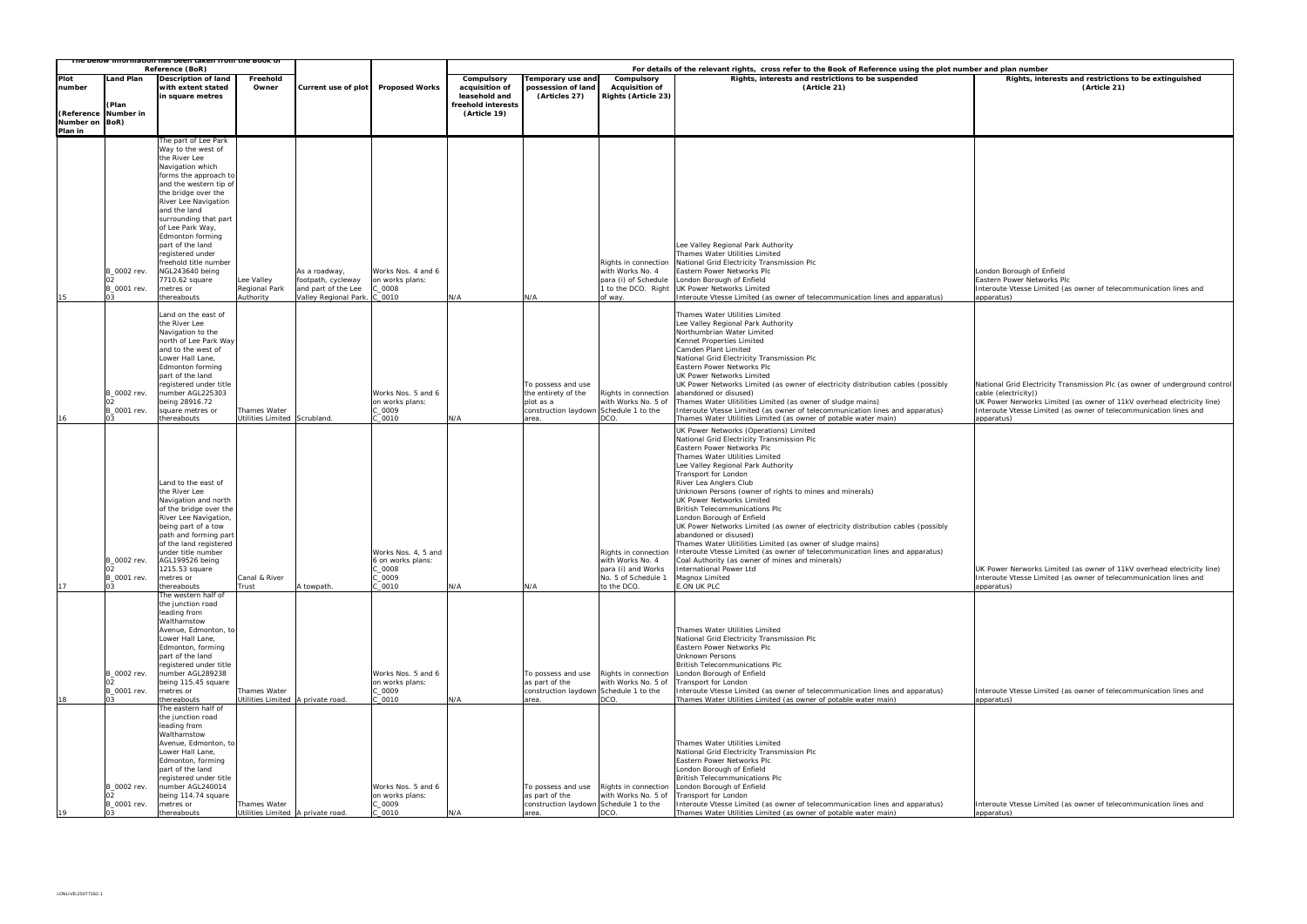| The below information has been taken from the Book of Reference (BoR) | | | | | | For details of the relevant rights, cross refer to the Book of Reference using the plot number and plan number | | | | |
|---|---|---|---|---|---|---|---|---|---|---|
| Plot number (Reference Number on Plan in BoR) | Land Plan (Plan Number in BoR) | Description of land with extent stated in square metres | Freehold Owner | Current use of plot | Proposed Works | Compulsory acquisition of leasehold and freehold interests (Article 19) | Temporary use and possession of land (Articles 27) | Compulsory Acquisition of Rights (Article 23) | Rights, interests and restrictions to be suspended (Article 21) | Rights, interests and restrictions to be extinguished (Article 21) |
| 15 | B_0002 rev. 02 B_0001 rev. 03 | The part of Lee Park Way to the west of the River Lee Navigation which forms the approach to and the western tip of the bridge over the River Lee Navigation and the land surrounding that part of Lee Park Way, Edmonton forming part of the land registered under freehold title number NGL243640 being 7710.62 square metres or thereabouts | Lee Valley Regional Park Authority | As a roadway, footpath, cycleway and part of the Lee Valley Regional Park. | Works Nos. 4 and 6 on works plans: C_0008 C_0010 | N/A | N/A | Rights in connection with Works No. 4 para (i) of Schedule 1 to the DCO. Right of way. | Lee Valley Regional Park Authority<br>Thames Water Utilities Limited<br>National Grid Electricity Transmission Plc<br>Eastern Power Networks Plc<br>London Borough of Enfield<br>UK Power Networks Limited<br>Interoute Vtesse Limited (as owner of telecommunication lines and apparatus) | London Borough of Enfield<br>Eastern Power Networks Plc<br>Interoute Vtesse Limited (as owner of telecommunication lines and apparatus) |
| 16 | B_0002 rev. 02 B_0001 rev. 03 | Land on the east of the River Lee Navigation to the north of Lee Park Way and to the west of Lower Hall Lane, Edmonton forming part of the land registered under title number AGL225303 being 28916.72 square metres or thereabouts | Thames Water Utilities Limited | Scrubland. | Works Nos. 5 and 6 on works plans: C_0009 C_0010 | N/A | To possess and use the entirety of the plot as a construction laydown area. | Rights in connection with Works No. 5 of Schedule 1 to the DCO. | Thames Water Utilities Limited<br>Lee Valley Regional Park Authority<br>Northumbrian Water Limited<br>Kennet Properties Limited<br>Camden Plant Limited<br>National Grid Electricity Transmission Plc<br>Eastern Power Networks Plc<br>UK Power Networks Limited<br>UK Power Networks Limited (as owner of electricity distribution cables (possibly abandoned or disused)<br>Thames Water Ulitilities Limited (as owner of sludge mains)<br>Interoute Vtesse Limited (as owner of telecommunication lines and apparatus)<br>Thames Water Utilities Limited (as owner of potable water main) | National Grid Electricity Transmission Plc (as owner of underground control cable (electricity))<br>UK Power Nerworks Limited (as owner of 11kV overhead electricity line)<br>Interoute Vtesse Limited (as owner of telecommunication lines and apparatus) |
| 17 | B_0002 rev. 02 B_0001 rev. 03 | Land to the east of the River Lee Navigation and north of the bridge over the River Lee Navigation, being part of a tow path and forming part of the land registered under title number AGL199526 being 1215.53 square metres or thereabouts | Canal & River Trust | A towpath. | Works Nos. 4, 5 and 6 on works plans: C_0008 C_0009 C_0010 | N/A | N/A | Rights in connection with Works No. 4 para (i) and Works No. 5 of Schedule 1 to the DCO. | UK Power Networks (Operations) Limited<br>National Grid Electricity Transmission Plc<br>Eastern Power Networks Plc<br>Thames Water Utilities Limited<br>Lee Valley Regional Park Authority<br>Transport for London<br>River Lea Anglers Club<br>Unknown Persons (owner of rights to mines and minerals)<br>UK Power Networks Limited<br>British Telecommunications Plc<br>London Borough of Enfield<br>UK Power Networks Limited (as owner of electricity distribution cables (possibly abandoned or disused)<br>Thames Water Ulitilities Limited (as owner of sludge mains)<br>Interoute Vtesse Limited (as owner of telecommunication lines and apparatus)<br>Coal Authority (as owner of mines and minerals)<br>International Power Ltd<br>Magnox Limited<br>E.ON UK PLC | UK Power Nerworks Limited (as owner of 11kV overhead electricity line)<br>Interoute Vtesse Limited (as owner of telecommunication lines and apparatus) |
| 18 | B_0002 rev. 02 B_0001 rev. 03 | The western half of the junction road leading from Walthamstow Avenue, Edmonton, to Lower Hall Lane, Edmonton, forming part of the land registered under title number AGL289238 being 115.45 square metres or thereabouts | Thames Water Utilities Limited | A private road. | Works Nos. 5 and 6 on works plans: C_0009 C_0010 | N/A | To possess and use as part of the construction laydown area. | Rights in connection with Works No. 5 of Schedule 1 to the DCO. | Thames Water Utilities Limited<br>National Grid Electricity Transmission Plc<br>Eastern Power Networks Plc<br>Unknown Persons<br>British Telecommunications Plc<br>London Borough of Enfield<br>Transport for London<br>Interoute Vtesse Limited (as owner of telecommunication lines and apparatus)<br>Thames Water Utilities Limited (as owner of potable water main) | Interoute Vtesse Limited (as owner of telecommunication lines and apparatus) |
| 19 | B_0002 rev. 02 B_0001 rev. 03 | The eastern half of the junction road leading from Walthamstow Avenue, Edmonton, to Lower Hall Lane, Edmonton, forming part of the land registered under title number AGL240014 being 114.74 square metres or thereabouts | Thames Water Utilities Limited | A private road. | Works Nos. 5 and 6 on works plans: C_0009 C_0010 | N/A | To possess and use as part of the construction laydown area. | Rights in connection with Works No. 5 of Schedule 1 to the DCO. | Thames Water Utilities Limited<br>National Grid Electricity Transmission Plc<br>Eastern Power Networks Plc<br>London Borough of Enfield<br>British Telecommunications Plc<br>London Borough of Enfield<br>Transport for London<br>Interoute Vtesse Limited (as owner of telecommunication lines and apparatus)<br>Thames Water Utilities Limited (as owner of potable water main) | Interoute Vtesse Limited (as owner of telecommunication lines and apparatus) |

LON/IVE/25077162.1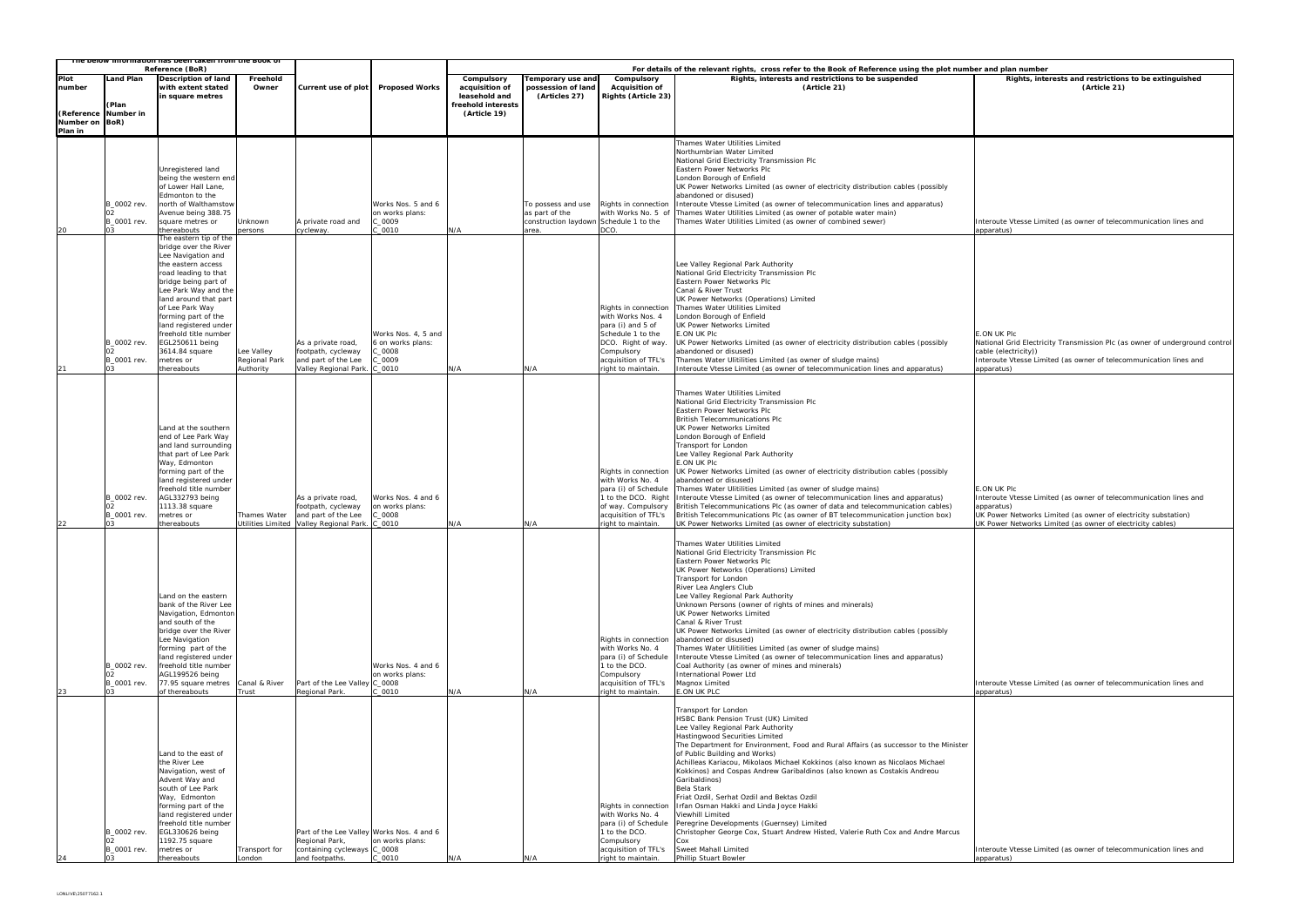| The below information has been taken from the Book of Reference (BoR) | | | | | | For details of the relevant rights, cross refer to the Book of Reference using the plot number and plan number | | | | |
|---|---|---|---|---|---|---|---|---|---|---|
| Plot number (Reference Number on Plan in | Land Plan (Plan Number in BoR) | Description of land with extent stated in square metres | Freehold Owner | Current use of plot | Proposed Works | Compulsory acquisition of leasehold and freehold interests (Article 19) | Temporary use and possession of land (Articles 27) | Compulsory Acquisition of Rights (Article 23) | Rights, interests and restrictions to be suspended (Article 21) | Rights, interests and restrictions to be extinguished (Article 21) |
| 20 | B_0002 rev. 02 B_0001 rev. 03 | Unregistered land being the western end of Lower Hall Lane, Edmonton to the north of Walthamstow Avenue being 388.75 square metres or thereabouts | Unknown persons | A private road and cycleway. | Works Nos. 5 and 6 on works plans: C_0009 C_0010 | N/A | To possess and use as part of the construction laydown area. | Rights in connection with Works No. 5 of Schedule 1 to the DCO. | Thames Water Utilities Limited<br>Northumbrian Water Limited<br>National Grid Electricity Transmission Plc<br>Eastern Power Networks Plc<br>London Borough of Enfield<br>UK Power Networks Limited (as owner of electricity distribution cables (possibly abandoned or disused)<br>Interoute Vtesse Limited (as owner of telecommunication lines and apparatus)<br>Thames Water Utilities Limited (as owner of potable water main)<br>Thames Water Utilities Limited (as owner of combined sewer) | Interoute Vtesse Limited (as owner of telecommunication lines and apparatus) |
| 21 | B_0002 rev. 02 B_0001 rev. 03 | The eastern tip of the bridge over the River Lee Navigation and the eastern access road leading to that bridge being part of Lee Park Way and the land around that part of Lee Park Way forming part of the land registered under freehold title number EGL250611 being 3614.84 square metres or thereabouts | Lee Valley Regional Park Authority | As a private road, footpath, cycleway and part of the Lee Valley Regional Park. | Works Nos. 4, 5 and 6 on works plans: C_0008 C_0009 C_0010 | N/A | N/A | Rights in connection with Works Nos. 4 para (i) and 5 of Schedule 1 to the DCO. Right of way. Compulsory acquisition of TFL's right to maintain. | Lee Valley Regional Park Authority<br>National Grid Electricity Transmission Plc<br>Eastern Power Networks Plc<br>Canal & River Trust<br>UK Power Networks (Operations) Limited<br>Thames Water Utilities Limited<br>London Borough of Enfield<br>UK Power Networks Limited<br>E.ON UK Plc<br>UK Power Networks Limited (as owner of electricity distribution cables (possibly abandoned or disused)<br>Thames Water Ulitilities Limited (as owner of sludge mains)<br>Interoute Vtesse Limited (as owner of telecommunication lines and apparatus) | E.ON UK Plc<br>National Grid Electricity Transmission Plc (as owner of underground control cable (electricity))<br>Interoute Vtesse Limited (as owner of telecommunication lines and apparatus) |
| 22 | B_0002 rev. 02 B_0001 rev. 03 | Land at the southern end of Lee Park Way and land surrounding that part of Lee Park Way, Edmonton forming part of the land registered under freehold title number AGL332793 being 1113.38 square metres or thereabouts | Thames Water Utilities Limited | As a private road, footpath, cycleway and part of the Lee Valley Regional Park. | Works Nos. 4 and 6 on works plans: C_0008 C_0010 | N/A | N/A | Rights in connection with Works No. 4 para (i) of Schedule 1 to the DCO. Right of way. Compulsory acquisition of TFL's right to maintain. | Thames Water Utilities Limited<br>National Grid Electricity Transmission Plc<br>Eastern Power Networks Plc<br>British Telecommunications Plc<br>UK Power Networks Limited<br>London Borough of Enfield<br>Transport for London<br>Lee Valley Regional Park Authority<br>E.ON UK Plc<br>UK Power Networks Limited (as owner of electricity distribution cables (possibly abandoned or disused)<br>Thames Water Ulitilities Limited (as owner of sludge mains)<br>Interoute Vtesse Limited (as owner of telecommunication lines and apparatus)<br>British Telecommunications Plc (as owner of data and telecommunication cables)<br>British Telecommunications Plc (as owner of BT telecommunication junction box)<br>UK Power Networks Limited (as owner of electricity substation) | E.ON UK Plc<br>Interoute Vtesse Limited (as owner of telecommunication lines and apparatus)<br>UK Power Networks Limited (as owner of electricity substation)<br>UK Power Networks Limited (as owner of electricity cables) |
| 23 | B_0002 rev. 02 B_0001 rev. 03 | Land on the eastern bank of the River Lee Navigation, Edmonton and south of the bridge over the River Lee Navigation forming part of the land registered under freehold title number AGL199526 being 77.95 square metres of thereabouts | Canal & River Trust | Part of the Lee Valley Regional Park. | Works Nos. 4 and 6 on works plans: C_0008 C_0010 | N/A | N/A | Rights in connection with Works No. 4 para (i) of Schedule 1 to the DCO. Compulsory acquisition of TFL's right to maintain. | Thames Water Utilities Limited<br>National Grid Electricity Transmission Plc<br>Eastern Power Networks Plc<br>UK Power Networks (Operations) Limited<br>Transport for London<br>River Lea Anglers Club<br>Lee Valley Regional Park Authority<br>Unknown Persons (owner of rights of mines and minerals)<br>UK Power Networks Limited<br>Canal & River Trust<br>UK Power Networks Limited (as owner of electricity distribution cables (possibly abandoned or disused)<br>Thames Water Ulitilities Limited (as owner of sludge mains)<br>Interoute Vtesse Limited (as owner of telecommunication lines and apparatus)<br>Coal Authority (as owner of mines and minerals)<br>International Power Ltd<br>Magnox Limited<br>E.ON UK PLC | Interoute Vtesse Limited (as owner of telecommunication lines and apparatus) |
| 24 | B_0002 rev. 02 B_0001 rev. 03 | Land to the east of the River Lee Navigation, west of Advent Way and south of Lee Park Way, Edmonton forming part of the land registered under freehold title number EGL330626 being 1192.75 square metres or thereabouts | Transport for London | Part of the Lee Valley Regional Park, containing cycleways and footpaths. | Works Nos. 4 and 6 on works plans: C_0008 C_0010 | N/A | N/A | Rights in connection with Works No. 4 para (i) of Schedule 1 to the DCO. Compulsory acquisition of TFL's right to maintain. | Transport for London<br>HSBC Bank Pension Trust (UK) Limited<br>Lee Valley Regional Park Authority<br>Hastingwood Securities Limited<br>The Department for Environment, Food and Rural Affairs (as successor to the Minister of Public Building and Works)<br>Achilleas Kariacou, Mikolaos Michael Kokkinos (also known as Nicolaos Michael Kokkinos) and Cospas Andrew Garibaldinos (also known as Costakis Andreou Garibaldinos)<br>Bela Stark<br>Friat Ozdil, Serhat Ozdil and Bektas Ozdil<br>Irfan Osman Hakki and Linda Joyce Hakki<br>Viewhill Limited<br>Peregrine Developments (Guernsey) Limited<br>Christopher George Cox, Stuart Andrew Histed, Valerie Ruth Cox and Andre Marcus Cox<br>Sweet Mahall Limited<br>Phillip Stuart Bowler | Interoute Vtesse Limited (as owner of telecommunication lines and apparatus) |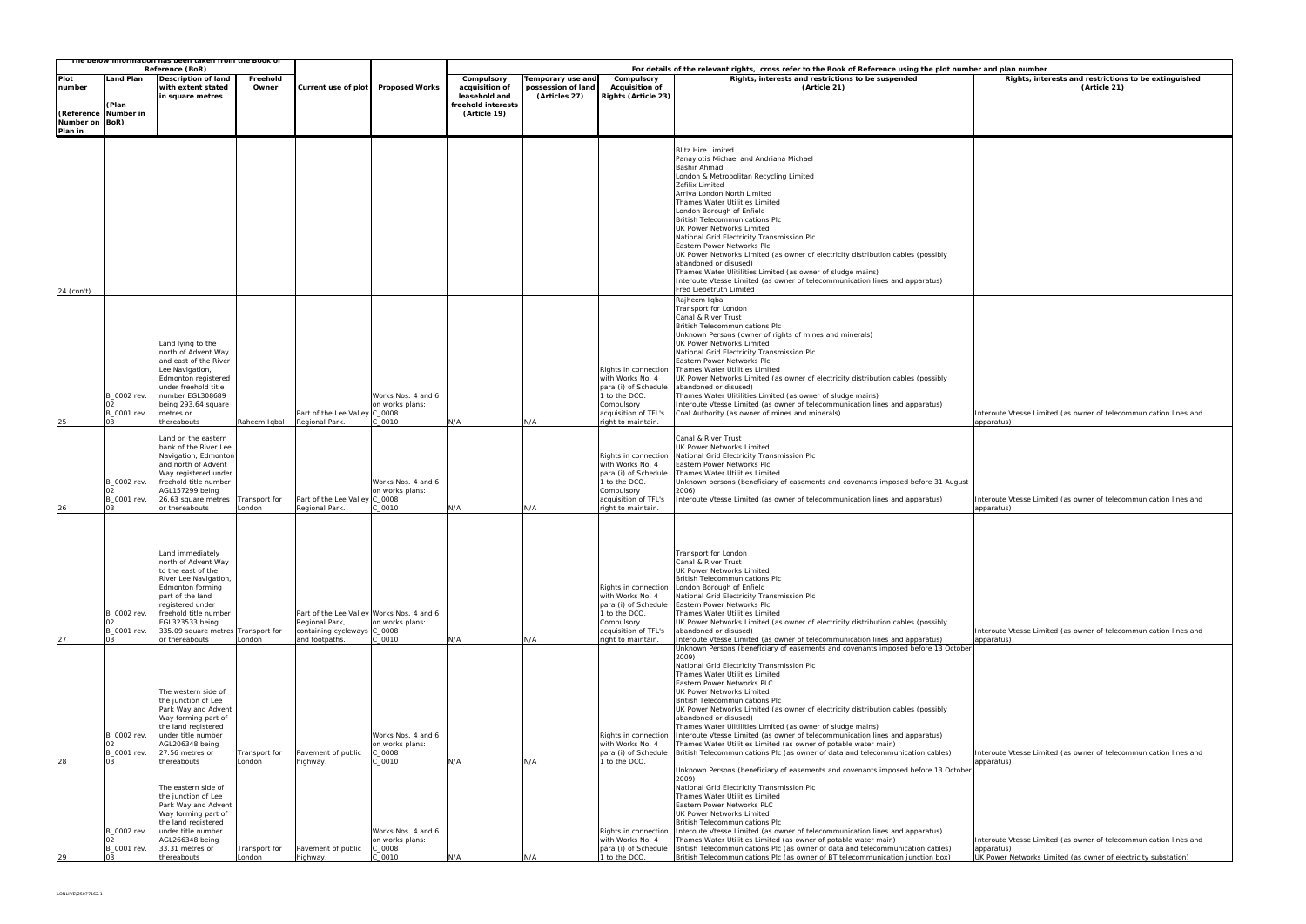| The below information has been taken from the Book of Reference (BoR) | | | | | | For details of the relevant rights, cross refer to the Book of Reference using the plot number and plan number | | | | |
|---|---|---|---|---|---|---|---|---|---|---|
| Plot number (Reference Number on Plan in | Land Plan (Plan Number in BoR) | Description of land with extent stated in square metres | Freehold Owner | Current use of plot | Proposed Works | Compulsory acquisition of leasehold and freehold interests (Article 19) | Temporary use and possession of land (Articles 27) | Compulsory Acquisition of Rights (Article 23) | Rights, interests and restrictions to be suspended (Article 21) | Rights, interests and restrictions to be extinguished (Article 21) |
| 24 (con't) | | | | | | | | | Blitz Hire Limited<br>Panayiotis Michael and Andriana Michael<br>Bashir Ahmad<br>London & Metropolitan Recycling Limited<br>Zefilix Limited<br>Arriva London North Limited<br>Thames Water Utilities Limited<br>London Borough of Enfield<br>British Telecommunications Plc<br>UK Power Networks Limited<br>National Grid Electricity Transmission Plc<br>Eastern Power Networks Plc<br>UK Power Networks Limited (as owner of electricity distribution cables (possibly abandoned or disused)<br>Thames Water Ulitilities Limited (as owner of sludge mains)<br>Interoute Vtesse Limited (as owner of telecommunication lines and apparatus)<br>Fred Liebetruth Limited | |
| 25 | B_0002 rev. 02<br>B_0001 rev. 03 | Land lying to the north of Advent Way and east of the River Lee Navigation, Edmonton registered under freehold title number EGL308689 being 293.64 square metres or thereabouts | Raheem Iqbal | Part of the Lee Valley Regional Park. | Works Nos. 4 and 6 on works plans: C_0008 C_0010 | N/A | N/A | Rights in connection with Works No. 4 para (i) of Schedule 1 to the DCO. Compulsory acquisition of TFL's right to maintain. | Rajheem Iqbal<br>Transport for London<br>Canal & River Trust<br>British Telecommunications Plc<br>Unknown Persons (owner of rights of mines and minerals)<br>UK Power Networks Limited<br>National Grid Electricity Transmission Plc<br>Eastern Power Networks Plc<br>Thames Water Utilities Limited<br>UK Power Networks Limited (as owner of electricity distribution cables (possibly abandoned or disused)<br>Thames Water Ulitilities Limited (as owner of sludge mains)<br>Interoute Vtesse Limited (as owner of telecommunication lines and apparatus)<br>Coal Authority (as owner of mines and minerals) | Interoute Vtesse Limited (as owner of telecommunication lines and apparatus) |
| 26 | B_0002 rev. 02<br>B_0001 rev. 03 | Land on the eastern bank of the River Lee Navigation, Edmonton and north of Advent Way registered under freehold title number AGL157299 being 26.63 square metres or thereabouts | Transport for London | Part of the Lee Valley Regional Park. | Works Nos. 4 and 6 on works plans: C_0008 C_0010 | N/A | N/A | Rights in connection with Works No. 4 para (i) of Schedule 1 to the DCO. Compulsory acquisition of TFL's right to maintain. | Canal & River Trust<br>UK Power Networks Limited<br>National Grid Electricity Transmission Plc<br>Eastern Power Networks Plc<br>Thames Water Utilities Limited<br>Unknown persons (beneficiary of easements and covenants imposed before 31 August 2006)<br>Interoute Vtesse Limited (as owner of telecommunication lines and apparatus) | Interoute Vtesse Limited (as owner of telecommunication lines and apparatus) |
| 27 | B_0002 rev. 02<br>B_0001 rev. 03 | Land immediately north of Advent Way to the east of the River Lee Navigation, Edmonton forming part of the land registered under freehold title number EGL323533 being 335.09 square metres or thereabouts | Transport for London | Part of the Lee Valley Regional Park, containing cycleways and footpaths. | Works Nos. 4 and 6 on works plans: C_0008 C_0010 | N/A | N/A | Rights in connection with Works No. 4 para (i) of Schedule 1 to the DCO. Compulsory acquisition of TFL's right to maintain. | Transport for London<br>Canal & River Trust<br>UK Power Networks Limited<br>British Telecommunications Plc<br>London Borough of Enfield<br>National Grid Electricity Transmission Plc<br>Eastern Power Networks Plc<br>Thames Water Utilities Limited<br>UK Power Networks Limited (as owner of electricity distribution cables (possibly abandoned or disused)<br>Interoute Vtesse Limited (as owner of telecommunication lines and apparatus) | Interoute Vtesse Limited (as owner of telecommunication lines and apparatus) |
| 28 | B_0002 rev. 02<br>B_0001 rev. 03 | The western side of the junction of Lee Park Way and Advent Way forming part of the land registered under title number AGL206348 being 27.56 metres or thereabouts | Transport for London | Pavement of public highway. | Works Nos. 4 and 6 on works plans: C_0008 C_0010 | N/A | N/A | Rights in connection with Works No. 4 para (i) of Schedule 1 to the DCO. | Unknown Persons (beneficiary of easements and covenants imposed before 13 October 2009)<br>National Grid Electricity Transmission Plc<br>Thames Water Utilities Limited<br>Eastern Power Networks PLC<br>UK Power Networks Limited<br>British Telecommunications Plc<br>UK Power Networks Limited (as owner of electricity distribution cables (possibly abandoned or disused)<br>Thames Water Ulitilities Limited (as owner of sludge mains)<br>Interoute Vtesse Limited (as owner of telecommunication lines and apparatus)<br>Thames Water Utilities Limited (as owner of potable water main)<br>British Telecommunications Plc (as owner of data and telecommunication cables) | Interoute Vtesse Limited (as owner of telecommunication lines and apparatus) |
| 29 | B_0002 rev. 02<br>B_0001 rev. 03 | The eastern side of the junction of Lee Park Way and Advent Way forming part of the land registered under title number AGL266348 being 33.31 metres or thereabouts | Transport for London | Pavement of public highway. | Works Nos. 4 and 6 on works plans: C_0008 C_0010 | N/A | N/A | Rights in connection with Works No. 4 para (i) of Schedule 1 to the DCO. | Unknown Persons (beneficiary of easements and covenants imposed before 13 October 2009)<br>National Grid Electricity Transmission Plc<br>Thames Water Utilities Limited<br>Eastern Power Networks PLC<br>UK Power Networks Limited<br>British Telecommunications Plc<br>Interoute Vtesse Limited (as owner of telecommunication lines and apparatus)<br>Thames Water Utilities Limited (as owner of potable water main)<br>British Telecommunications Plc (as owner of data and telecommunication cables)<br>British Telecommunications Plc (as owner of BT telecommunication junction box) | Interoute Vtesse Limited (as owner of telecommunication lines and apparatus)<br>UK Power Networks Limited (as owner of electricity substation) |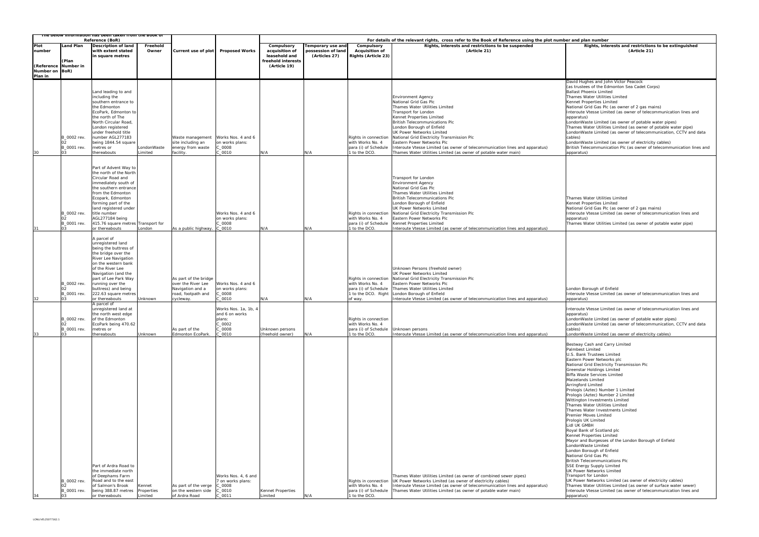| The below information has been taken from the Book of Reference (BoR) | | | | | | For details of the relevant rights, cross refer to the Book of Reference using the plot number and plan number | | | | |
|---|---|---|---|---|---|---|---|---|---|---|
| Plot number (Reference Number on Plan in | Land Plan (Plan Number in BoR) | Description of land with extent stated in square metres | Freehold Owner | Current use of plot | Proposed Works | Compulsory acquisition of leasehold and freehold interests (Article 19) | Temporary use and possession of land (Articles 27) | Compulsory Acquisition of Rights (Article 23) | Rights, interests and restrictions to be suspended (Article 21) | Rights, interests and restrictions to be extinguished (Article 21) |
| 30 | B_0002 rev. 02 B_0001 rev. 03 | Land leading to and including the southern entrance to the Edmonton EcoPark, Edmonton to the north of The North Circular Road, London registered under freehold title number AGL277183 being 1844.54 square metres or thereabouts | LondonWaste Limited | Waste management site including an energy from waste facility. | Works Nos. 4 and 6 on works plans: C_0008 C_0010 | N/A | N/A | Rights in connection with Works No. 4 para (i) of Schedule 1 to the DCO. | Environment Agency<br>National Grid Gas Plc<br>Thames Water Utilities Limited<br>Transport for London<br>Kennet Properties Limited<br>British Telecommunications Plc<br>London Borough of Enfield<br>UK Power Networks Limited<br>National Grid Electricity Transmission Plc<br>Eastern Power Networks Plc<br>Interoute Vtesse Limited (as owner of telecommunication lines and apparatus)<br>Thames Water Utilities Limited (as owner of potable water main) | David Hughes and John Victor Peacock (as trustees of the Edmonton Sea Cadet Corps)<br>Ballast Phoenix Limited<br>Thames Water Utilities Limited<br>Kennet Properties Limited<br>National Grid Gas Plc (as owner of 2 gas mains)<br>Interoute Vtesse Limited (as owner of telecommunication lines and apparatus)<br>LondonWaste Limited (as owner of potable water pipes)<br>Thames Water Utilities Limited (as owner of potable water pipe)<br>LondonWaste Limited (as owner of telecommunication, CCTV and data cables)<br>LondonWaste Limited (as owner of electricity cables)<br>British Telecommunication Plc (as owner of telecommunication lines and apparatus) |
| 31 | B_0002 rev. 02 B_0001 rev. 03 | Part of Advent Way to the north of the North Circular Road and immediately south of the southern entrance from the Edmonton Ecopark, Edmonton forming part of the land registered under title number AGL277184 being 415.76 square metres or thereabouts | Transport for London | As a public highway. | Works Nos. 4 and 6 on works plans: C_0008 C_0010 | N/A | N/A | Rights in connection with Works No. 4 para (i) of Schedule 1 to the DCO. | Transport for London<br>Environment Agency<br>National Grid Gas Plc<br>Thames Water Utilities Limited<br>British Telecommunications Plc<br>London Borough of Enfield<br>UK Power Networks Limited<br>National Grid Electricity Transmission Plc<br>Eastern Power Networks Plc<br>Kennet Properties Limited<br>Interoute Vtesse Limited (as owner of telecommunication lines and apparatus) | Thames Water Utilities Limited<br>Kennet Properties Limited<br>National Grid Gas Plc (as owner of 2 gas mains)<br>Interoute Vtesse Limited (as owner of telecommunication lines and apparatus)<br>Thames Water Utilities Limited (as owner of potable water pipe) |
| 32 | B_0002 rev. 02 B_0001 rev. 03 | A parcel of unregistered land being the buttress of the bridge over the River Lee Navigation on the western bank of the River Lee Navigation (and the part of Lee Park Way running over the buttress) and being 222.63 square metres or thereabouts | Unknown | As part of the bridge over the River Lee Navigation and a road, footpath and cycleway. | Works Nos. 4 and 6 on works plans: C_0008 C_0010 | N/A | N/A | Rights in connection with Works No. 4 para (i) of Schedule 1 to the DCO. Right of way. | Unknown Persons (freehold owner)<br>UK Power Networks Limited<br>National Grid Electricity Transmission Plc<br>Eastern Power Networks Plc<br>Thames Water Utilities Limited<br>London Borough of Enfield<br>Interoute Vtesse Limited (as owner of telecommunication lines and apparatus) | London Borough of Enfield<br>Interoute Vtesse Limited (as owner of telecommunication lines and apparatus) |
| 33 | B_0002 rev. 02 B_0001 rev. 03 | A parcel of unregistered land at the north west edge of the Edmonton EcoPark being 470.62 metres or thereabouts | Unknown | As part of the Edmonton EcoPark. | Works Nos. 1a, 1b, 4 and 6 on works plans: C_0002 C_0008 C_0010 | Unknown persons (freehold owner) | N/A | Rights in connection with Works No. 4 para (i) of Schedule 1 to the DCO. | Unknown persons<br>Interoute Vtesse Limited (as owner of telecommunication lines and apparatus) | Interoute Vtesse Limited (as owner of telecommunication lines and apparatus)<br>LondonWaste Limited (as owner of potable water pipes)<br>LondonWaste Limited (as owner of telecommunication, CCTV and data cables)<br>LondonWaste Limited (as owner of electricity cables) |
| 34 | B_0002 rev. 02 B_0001 rev. 03 | Part of Ardra Road to the immediate north of Deephams Farm Road and to the east of Salmon's Brook being 388.87 metres or thereabouts | Kennet Properties Limited | As part of the verge on the western side of Ardra Road | Works Nos. 4, 6 and 7 on works plans: C_0008 C_0010 C_0011 | Kennet Properties Limited | N/A | Rights in connection with Works No. 4 para (i) of Schedule 1 to the DCO. | Thames Water Utilities Limited (as owner of combined sewer pipes)<br>UK Power Networks Limited (as owner of electricity cables)<br>Interoute Vtesse Limited (as owner of telecommunication lines and apparatus)<br>Thames Water Utilities Limited (as owner of potable water main) | Bestway Cash and Carry Limited<br>Palmbest Limited<br>U.S. Bank Trustees Limited<br>Eastern Power Networks plc<br>National Grid Electricity Transmission Plc<br>Greenstar Holdings Limited<br>Biffa Waste Services Limited<br>Maizelands Limited<br>Arringford Limited<br>Prologis (Aztec) Number 1 Limited<br>Prologis (Aztec) Number 2 Limited<br>Wittington Investments Limited<br>Thames Water Utilities Limited<br>Thames Water Investments Limited<br>Premier Moves Limited<br>Prologis UK Limited<br>Lidl UK GMBH<br>Royal Bank of Scotland plc<br>Kennet Properties Limited<br>Mayor and Burgesses of the London Borough of Enfield<br>LondonWaste Limited<br>London Borough of Enfield<br>National Grid Gas Plc<br>British Telecommunications Plc<br>SSE Energy Supply Limited<br>UK Power Networks Limited<br>Transport for London<br>UK Power Networks Limited (as owner of electricity cables)<br>Thames Water Utilities Limited (as owner of surface water sewer)<br>Interoute Vtesse Limited (as owner of telecommunication lines and apparatus) |

LONLIVE\25077162.1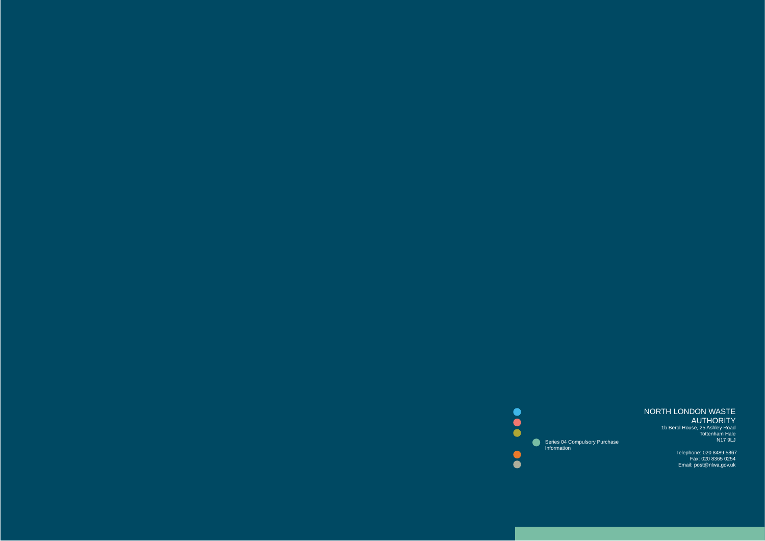Series 04 Compulsory Purchase Information

NORTH LONDON WASTE AUTHORITY
1b Berol House, 25 Ashley Road
Tottenham Hale
N17 9LJ

Telephone: 020 8489 5867
Fax: 020 8365 0254
Email: post@nlwa.gov.uk